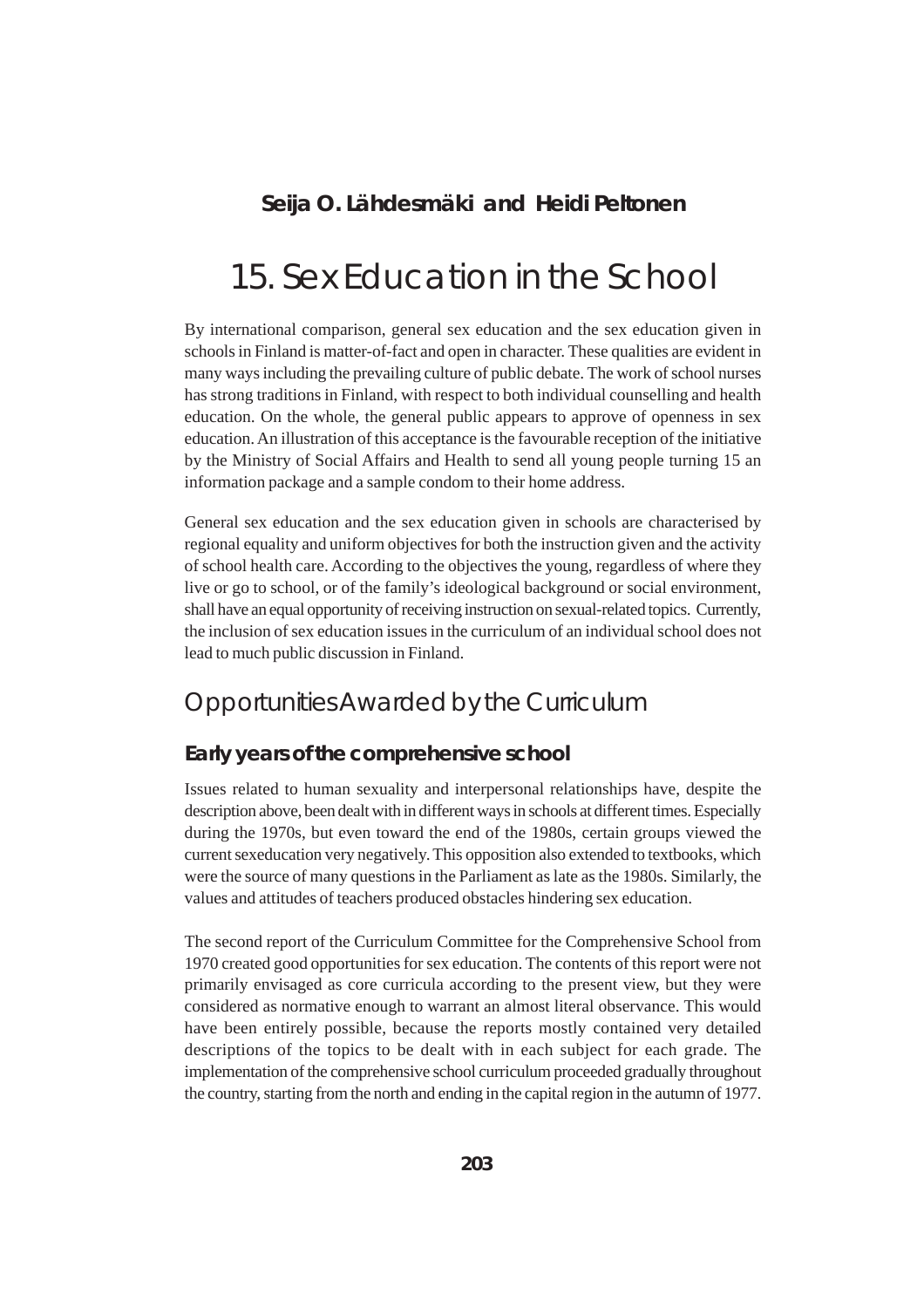**Seija O. Lähdesmäki and Heidi Peltonen**

# 15. Sex Education in the School

By international comparison, general sex education and the sex education given in schools in Finland is matter-of-fact and open in character. These qualities are evident in many ways including the prevailing culture of public debate. The work of school nurses has strong traditions in Finland, with respect to both individual counselling and health education. On the whole, the general public appears to approve of openness in sex education. An illustration of this acceptance is the favourable reception of the initiative by the Ministry of Social Affairs and Health to send all young people turning 15 an information package and a sample condom to their home address.

General sex education and the sex education given in schools are characterised by regional equality and uniform objectives for both the instruction given and the activity of school health care. According to the objectives the young, regardless of where they live or go to school, or of the family's ideological background or social environment, shall have an equal opportunity of receiving instruction on sexual-related topics. Currently, the inclusion of sex education issues in the curriculum of an individual school does not lead to much public discussion in Finland.

## Opportunities Awarded by the Curriculum

### Early years of the comprehensive school

Issues related to human sexuality and interpersonal relationships have, despite the description above, been dealt with in different ways in schools at different times. Especially during the 1970s, but even toward the end of the 1980s, certain groups viewed the current sexeducation very negatively. This opposition also extended to textbooks, which were the source of many questions in the Parliament as late as the 1980s. Similarly, the values and attitudes of teachers produced obstacles hindering sex education.

The second report of the Curriculum Committee for the Comprehensive School from 1970 created good opportunities for sex education. The contents of this report were not primarily envisaged as core curricula according to the present view, but they were considered as normative enough to warrant an almost literal observance. This would have been entirely possible, because the reports mostly contained very detailed descriptions of the topics to be dealt with in each subject for each grade. The implementation of the comprehensive school curriculum proceeded gradually throughout the country, starting from the north and ending in the capital region in the autumn of 1977.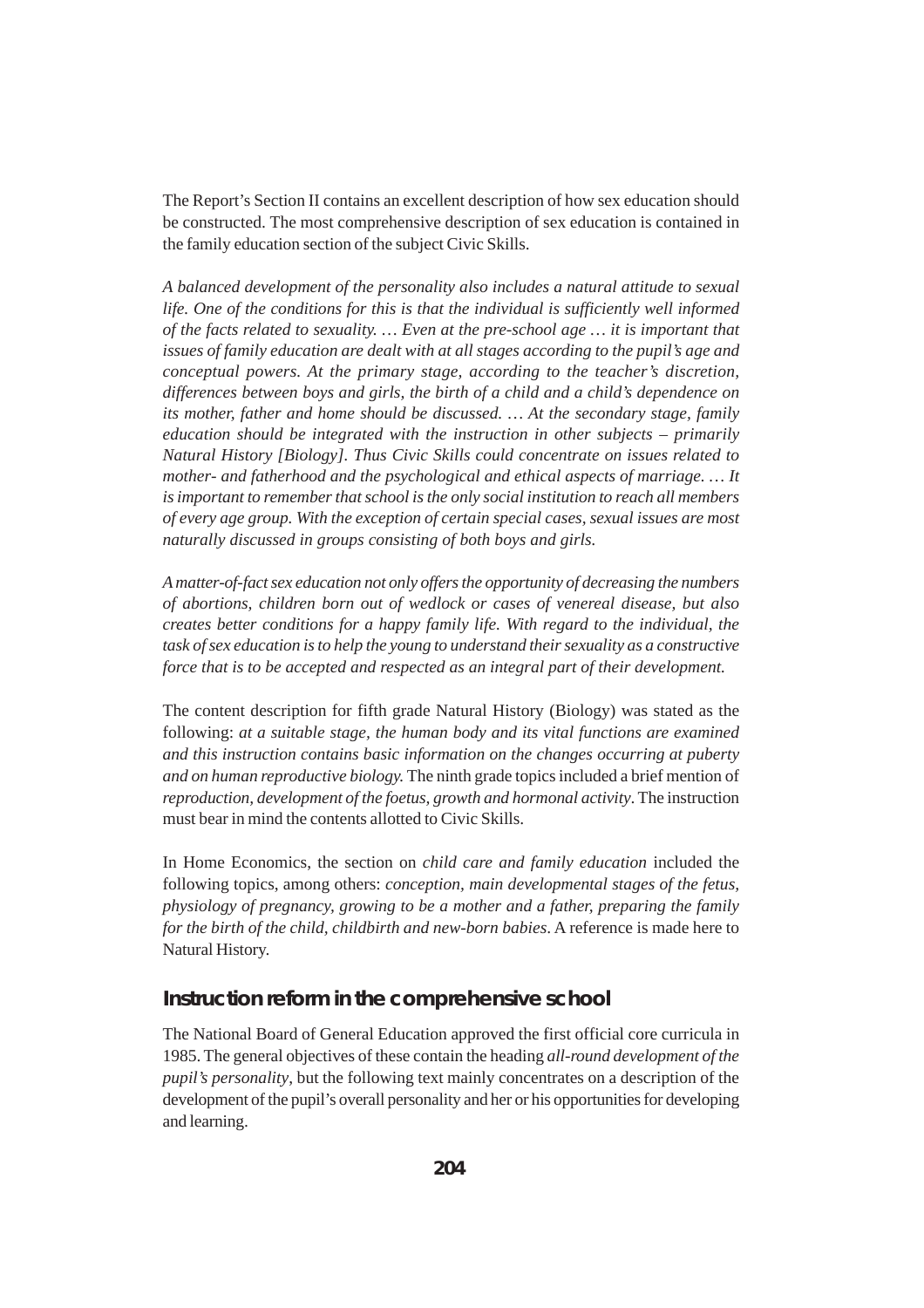The Report's Section II contains an excellent description of how sex education should be constructed. The most comprehensive description of sex education is contained in the family education section of the subject Civic Skills.

*A balanced development of the personality also includes a natural attitude to sexual life. One of the conditions for this is that the individual is sufficiently well informed of the facts related to sexuality. … Even at the pre-school age … it is important that issues of family education are dealt with at all stages according to the pupil's age and conceptual powers. At the primary stage, according to the teacher's discretion, differences between boys and girls, the birth of a child and a child's dependence on its mother, father and home should be discussed. … At the secondary stage, family education should be integrated with the instruction in other subjects – primarily Natural History [Biology]. Thus Civic Skills could concentrate on issues related to mother- and fatherhood and the psychological and ethical aspects of marriage. … It is important to remember that school is the only social institution to reach all members of every age group. With the exception of certain special cases, sexual issues are most naturally discussed in groups consisting of both boys and girls.*

*A matter-of-fact sex education not only offers the opportunity of decreasing the numbers of abortions, children born out of wedlock or cases of venereal disease, but also creates better conditions for a happy family life. With regard to the individual, the task of sex education is to help the young to understand their sexuality as a constructive force that is to be accepted and respected as an integral part of their development.*

The content description for fifth grade Natural History (Biology) was stated as the following: *at a suitable stage, the human body and its vital functions are examined and this instruction contains basic information on the changes occurring at puberty and on human reproductive biology.* The ninth grade topics included a brief mention of *reproduction, development of the foetus, growth and hormonal activity*. The instruction must bear in mind the contents allotted to Civic Skills.

In Home Economics, the section on *child care and family education* included the following topics, among others: *conception, main developmental stages of the fetus, physiology of pregnancy, growing to be a mother and a father, preparing the family for the birth of the child, childbirth and new-born babies*. A reference is made here to Natural History.

## Instruction reform in the comprehensive school

The National Board of General Education approved the first official core curricula in 1985. The general objectives of these contain the heading *all-round development of the pupil's personality*, but the following text mainly concentrates on a description of the development of the pupil's overall personality and her or his opportunities for developing and learning.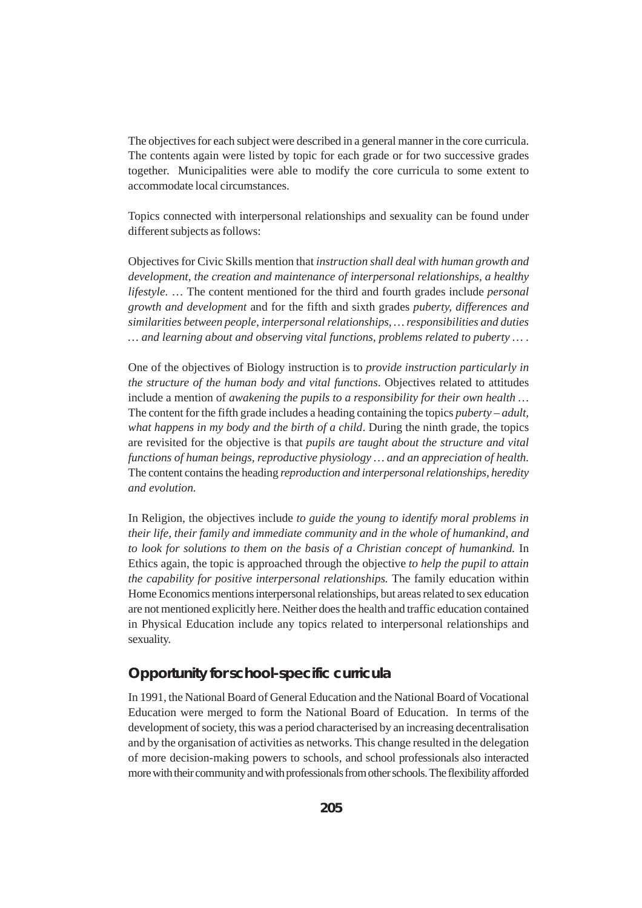The objectives for each subject were described in a general manner in the core curricula. The contents again were listed by topic for each grade or for two successive grades together. Municipalities were able to modify the core curricula to some extent to accommodate local circumstances.

Topics connected with interpersonal relationships and sexuality can be found under different subjects as follows:

Objectives for Civic Skills mention that *instruction shall deal with human growth and development, the creation and maintenance of interpersonal relationships, a healthy lifestyle.* … The content mentioned for the third and fourth grades include *personal growth and development* and for the fifth and sixth grades *puberty, differences and similarities between people, interpersonal relationships, … responsibilities and duties … and learning about and observing vital functions, problems related to puberty …* .

One of the objectives of Biology instruction is to *provide instruction particularly in the structure of the human body and vital functions*. Objectives related to attitudes include a mention of *awakening the pupils to a responsibility for their own health …* The content for the fifth grade includes a heading containing the topics *puberty – adult, what happens in my body and the birth of a child*. During the ninth grade, the topics are revisited for the objective is that *pupils are taught about the structure and vital functions of human beings, reproductive physiology … and an appreciation of health*. The content contains the heading *reproduction and interpersonal relationships, heredity and evolution.*

In Religion, the objectives include *to guide the young to identify moral problems in their life, their family and immediate community and in the whole of humankind, and to look for solutions to them on the basis of a Christian concept of humankind.* In Ethics again, the topic is approached through the objective *to help the pupil to attain the capability for positive interpersonal relationships.* The family education within Home Economics mentions interpersonal relationships, but areas related to sex education are not mentioned explicitly here. Neither does the health and traffic education contained in Physical Education include any topics related to interpersonal relationships and sexuality.

## Opportunity for school-specific curricula

In 1991, the National Board of General Education and the National Board of Vocational Education were merged to form the National Board of Education. In terms of the development of society, this was a period characterised by an increasing decentralisation and by the organisation of activities as networks. This change resulted in the delegation of more decision-making powers to schools, and school professionals also interacted more with their community and with professionals from other schools. The flexibility afforded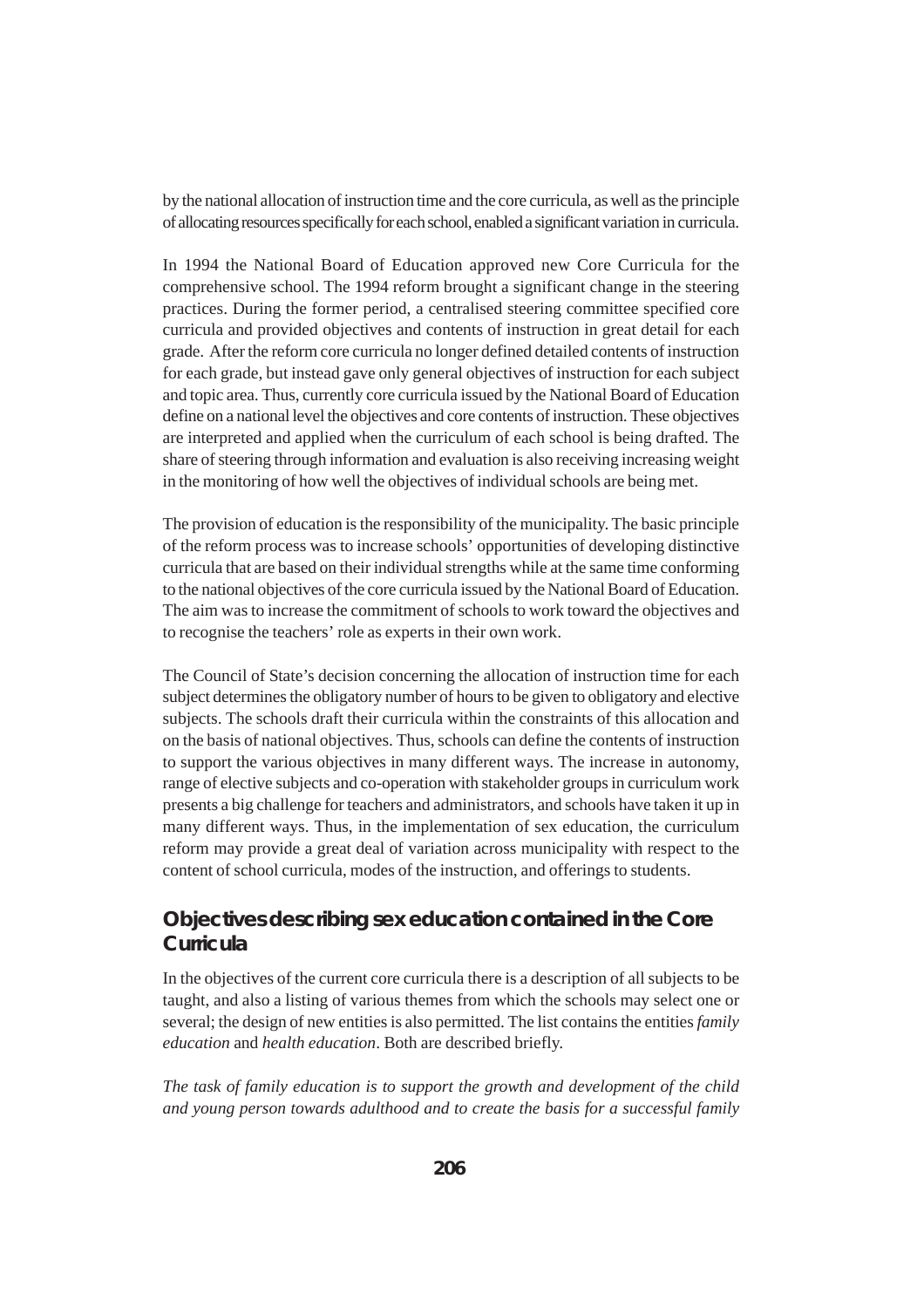by the national allocation of instruction time and the core curricula, as well as the principle of allocating resources specifically for each school, enabled a significant variation in curricula.

In 1994 the National Board of Education approved new Core Curricula for the comprehensive school. The 1994 reform brought a significant change in the steering practices. During the former period, a centralised steering committee specified core curricula and provided objectives and contents of instruction in great detail for each grade. After the reform core curricula no longer defined detailed contents of instruction for each grade, but instead gave only general objectives of instruction for each subject and topic area. Thus, currently core curricula issued by the National Board of Education define on a national level the objectives and core contents of instruction. These objectives are interpreted and applied when the curriculum of each school is being drafted. The share of steering through information and evaluation is also receiving increasing weight in the monitoring of how well the objectives of individual schools are being met.

The provision of education is the responsibility of the municipality. The basic principle of the reform process was to increase schools' opportunities of developing distinctive curricula that are based on their individual strengths while at the same time conforming to the national objectives of the core curricula issued by the National Board of Education. The aim was to increase the commitment of schools to work toward the objectives and to recognise the teachers' role as experts in their own work.

The Council of State's decision concerning the allocation of instruction time for each subject determines the obligatory number of hours to be given to obligatory and elective subjects. The schools draft their curricula within the constraints of this allocation and on the basis of national objectives. Thus, schools can define the contents of instruction to support the various objectives in many different ways. The increase in autonomy, range of elective subjects and co-operation with stakeholder groups in curriculum work presents a big challenge for teachers and administrators, and schools have taken it up in many different ways. Thus, in the implementation of sex education, the curriculum reform may provide a great deal of variation across municipality with respect to the content of school curricula, modes of the instruction, and offerings to students.

## Objectives describing sex education contained in the Core Curricula

In the objectives of the current core curricula there is a description of all subjects to be taught, and also a listing of various themes from which the schools may select one or several; the design of new entities is also permitted. The list contains the entities *family education* and *health education*. Both are described briefly.

*The task of family education is to support the growth and development of the child and young person towards adulthood and to create the basis for a successful family*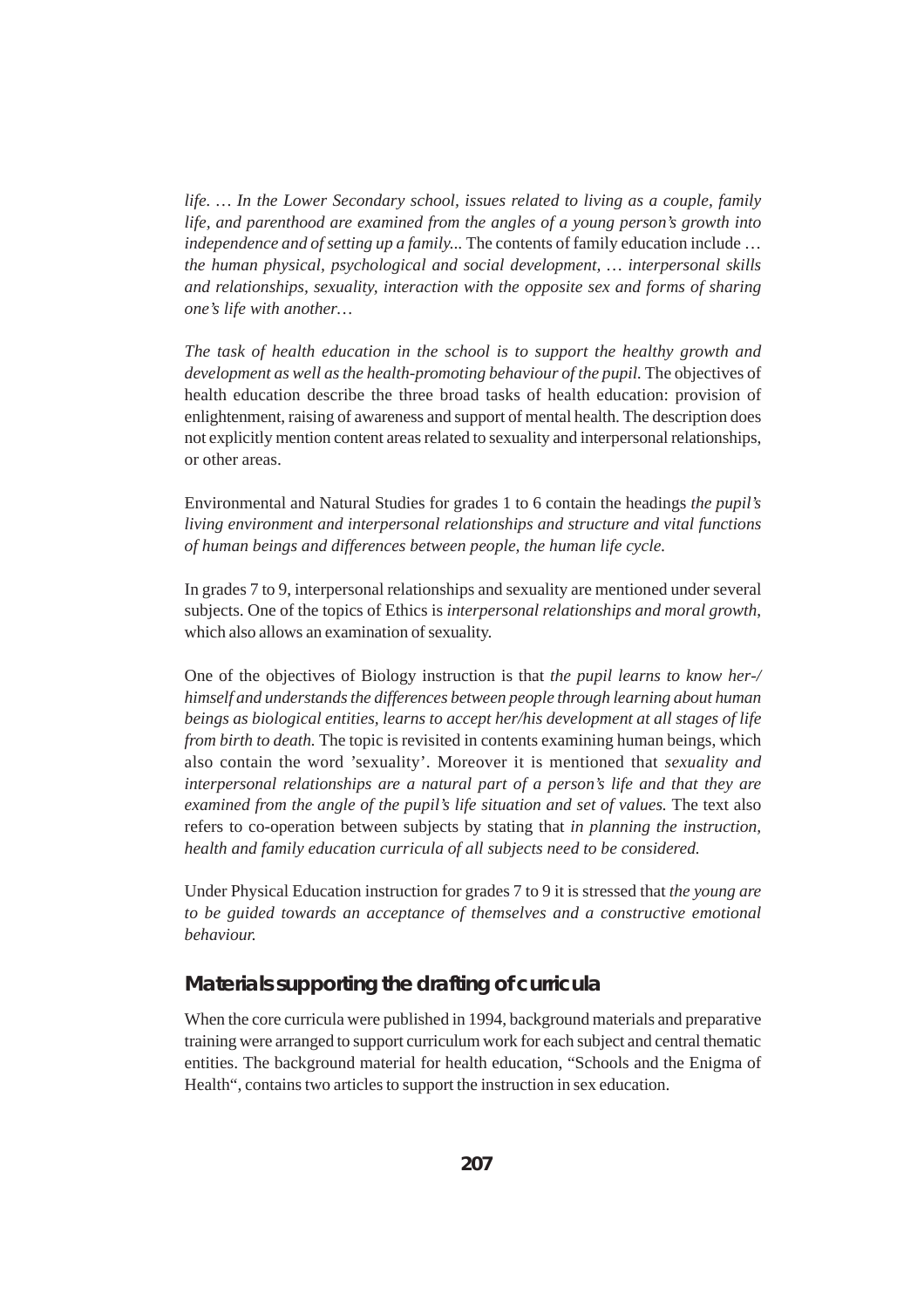*life. … In the Lower Secondary school, issues related to living as a couple, family life, and parenthood are examined from the angles of a young person's growth into independence and of setting up a family...* The contents of family education include … *the human physical, psychological and social development, … interpersonal skills and relationships, sexuality, interaction with the opposite sex and forms of sharing one's life with another…*

*The task of health education in the school is to support the healthy growth and development as well as the health-promoting behaviour of the pupil.* The objectives of health education describe the three broad tasks of health education: provision of enlightenment, raising of awareness and support of mental health. The description does not explicitly mention content areas related to sexuality and interpersonal relationships, or other areas.

Environmental and Natural Studies for grades 1 to 6 contain the headings *the pupil's living environment and interpersonal relationships and structure and vital functions of human beings and differences between people, the human life cycle.*

In grades 7 to 9, interpersonal relationships and sexuality are mentioned under several subjects. One of the topics of Ethics is *interpersonal relationships and moral growth*, which also allows an examination of sexuality.

One of the objectives of Biology instruction is that *the pupil learns to know her-/ himself and understands the differences between people through learning about human beings as biological entities, learns to accept her/his development at all stages of life from birth to death.* The topic is revisited in contents examining human beings, which also contain the word 'sexuality'. Moreover it is mentioned that *sexuality and interpersonal relationships are a natural part of a person's life and that they are examined from the angle of the pupil's life situation and set of values.* The text also refers to co-operation between subjects by stating that *in planning the instruction, health and family education curricula of all subjects need to be considered.*

Under Physical Education instruction for grades 7 to 9 it is stressed that *the young are to be guided towards an acceptance of themselves and a constructive emotional behaviour.*

## Materials supporting the drafting of curricula

When the core curricula were published in 1994, background materials and preparative training were arranged to support curriculum work for each subject and central thematic entities. The background material for health education, "Schools and the Enigma of Health", contains two articles to support the instruction in sex education.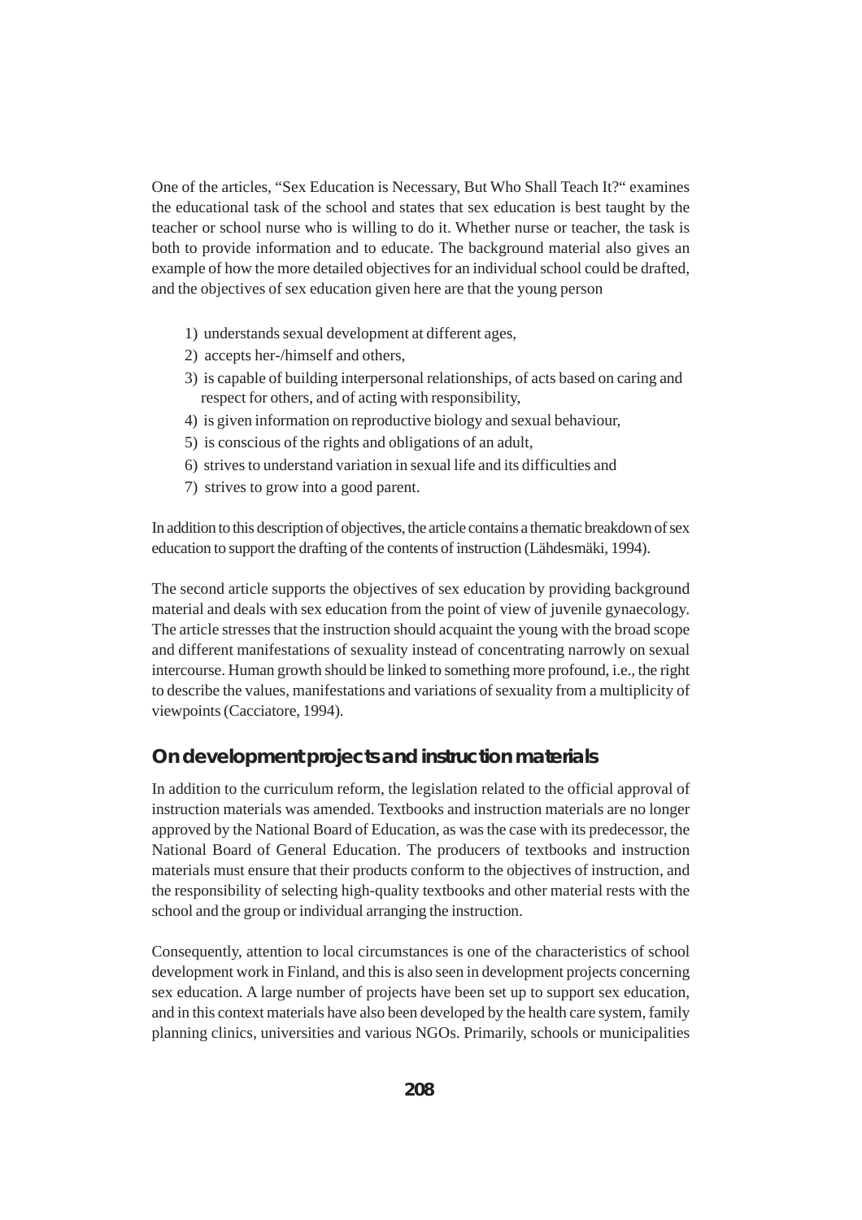One of the articles, "Sex Education is Necessary, But Who Shall Teach It?" examines the educational task of the school and states that sex education is best taught by the teacher or school nurse who is willing to do it. Whether nurse or teacher, the task is both to provide information and to educate. The background material also gives an example of how the more detailed objectives for an individual school could be drafted, and the objectives of sex education given here are that the young person

1) understands sexual development at different ages,
2) accepts her-/himself and others,
3) is capable of building interpersonal relationships, of acts based on caring and respect for others, and of acting with responsibility,
4) is given information on reproductive biology and sexual behaviour,
5) is conscious of the rights and obligations of an adult,
6) strives to understand variation in sexual life and its difficulties and
7) strives to grow into a good parent.

In addition to this description of objectives, the article contains a thematic breakdown of sex education to support the drafting of the contents of instruction (Lähdesmäki, 1994).

The second article supports the objectives of sex education by providing background material and deals with sex education from the point of view of juvenile gynaecology. The article stresses that the instruction should acquaint the young with the broad scope and different manifestations of sexuality instead of concentrating narrowly on sexual intercourse. Human growth should be linked to something more profound, i.e., the right to describe the values, manifestations and variations of sexuality from a multiplicity of viewpoints (Cacciatore, 1994).

## On development projects and instruction materials

In addition to the curriculum reform, the legislation related to the official approval of instruction materials was amended. Textbooks and instruction materials are no longer approved by the National Board of Education, as was the case with its predecessor, the National Board of General Education. The producers of textbooks and instruction materials must ensure that their products conform to the objectives of instruction, and the responsibility of selecting high-quality textbooks and other material rests with the school and the group or individual arranging the instruction.

Consequently, attention to local circumstances is one of the characteristics of school development work in Finland, and this is also seen in development projects concerning sex education. A large number of projects have been set up to support sex education, and in this context materials have also been developed by the health care system, family planning clinics, universities and various NGOs. Primarily, schools or municipalities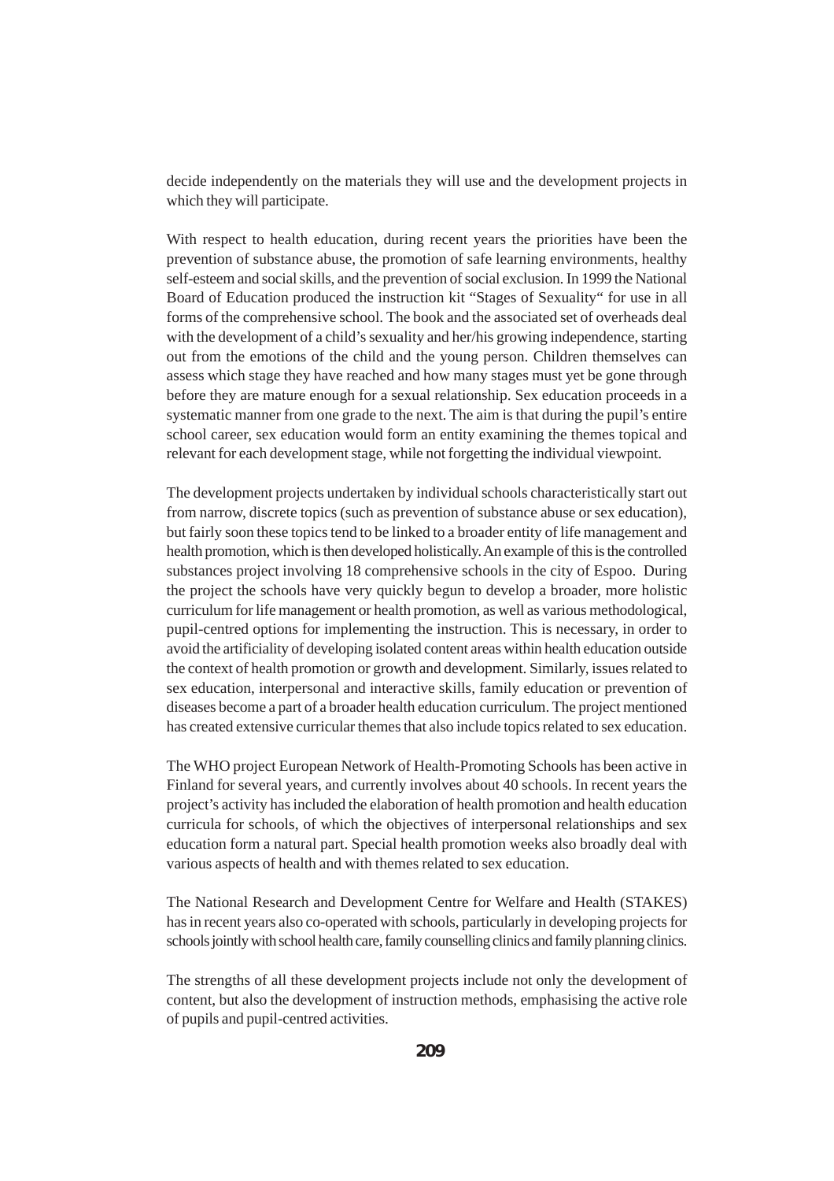decide independently on the materials they will use and the development projects in which they will participate.

With respect to health education, during recent years the priorities have been the prevention of substance abuse, the promotion of safe learning environments, healthy self-esteem and social skills, and the prevention of social exclusion. In 1999 the National Board of Education produced the instruction kit "Stages of Sexuality" for use in all forms of the comprehensive school. The book and the associated set of overheads deal with the development of a child's sexuality and her/his growing independence, starting out from the emotions of the child and the young person. Children themselves can assess which stage they have reached and how many stages must yet be gone through before they are mature enough for a sexual relationship. Sex education proceeds in a systematic manner from one grade to the next. The aim is that during the pupil's entire school career, sex education would form an entity examining the themes topical and relevant for each development stage, while not forgetting the individual viewpoint.

The development projects undertaken by individual schools characteristically start out from narrow, discrete topics (such as prevention of substance abuse or sex education), but fairly soon these topics tend to be linked to a broader entity of life management and health promotion, which is then developed holistically. An example of this is the controlled substances project involving 18 comprehensive schools in the city of Espoo. During the project the schools have very quickly begun to develop a broader, more holistic curriculum for life management or health promotion, as well as various methodological, pupil-centred options for implementing the instruction. This is necessary, in order to avoid the artificiality of developing isolated content areas within health education outside the context of health promotion or growth and development. Similarly, issues related to sex education, interpersonal and interactive skills, family education or prevention of diseases become a part of a broader health education curriculum. The project mentioned has created extensive curricular themes that also include topics related to sex education.

The WHO project European Network of Health-Promoting Schools has been active in Finland for several years, and currently involves about 40 schools. In recent years the project's activity has included the elaboration of health promotion and health education curricula for schools, of which the objectives of interpersonal relationships and sex education form a natural part. Special health promotion weeks also broadly deal with various aspects of health and with themes related to sex education.

The National Research and Development Centre for Welfare and Health (STAKES) has in recent years also co-operated with schools, particularly in developing projects for schools jointly with school health care, family counselling clinics and family planning clinics.

The strengths of all these development projects include not only the development of content, but also the development of instruction methods, emphasising the active role of pupils and pupil-centred activities.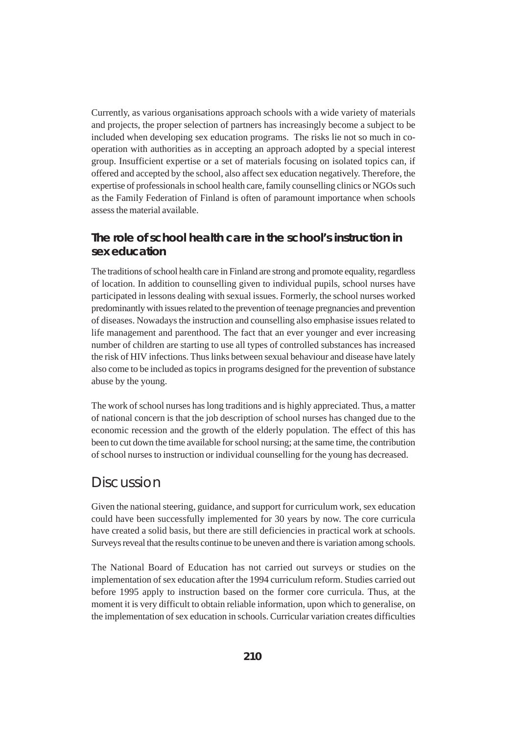Currently, as various organisations approach schools with a wide variety of materials and projects, the proper selection of partners has increasingly become a subject to be included when developing sex education programs. The risks lie not so much in co-operation with authorities as in accepting an approach adopted by a special interest group. Insufficient expertise or a set of materials focusing on isolated topics can, if offered and accepted by the school, also affect sex education negatively. Therefore, the expertise of professionals in school health care, family counselling clinics or NGOs such as the Family Federation of Finland is often of paramount importance when schools assess the material available.

### The role of school health care in the school's instruction in sex education

The traditions of school health care in Finland are strong and promote equality, regardless of location. In addition to counselling given to individual pupils, school nurses have participated in lessons dealing with sexual issues. Formerly, the school nurses worked predominantly with issues related to the prevention of teenage pregnancies and prevention of diseases. Nowadays the instruction and counselling also emphasise issues related to life management and parenthood. The fact that an ever younger and ever increasing number of children are starting to use all types of controlled substances has increased the risk of HIV infections. Thus links between sexual behaviour and disease have lately also come to be included as topics in programs designed for the prevention of substance abuse by the young.

The work of school nurses has long traditions and is highly appreciated. Thus, a matter of national concern is that the job description of school nurses has changed due to the economic recession and the growth of the elderly population. The effect of this has been to cut down the time available for school nursing; at the same time, the contribution of school nurses to instruction or individual counselling for the young has decreased.

## Discussion

Given the national steering, guidance, and support for curriculum work, sex education could have been successfully implemented for 30 years by now. The core curricula have created a solid basis, but there are still deficiencies in practical work at schools. Surveys reveal that the results continue to be uneven and there is variation among schools.

The National Board of Education has not carried out surveys or studies on the implementation of sex education after the 1994 curriculum reform. Studies carried out before 1995 apply to instruction based on the former core curricula. Thus, at the moment it is very difficult to obtain reliable information, upon which to generalise, on the implementation of sex education in schools. Curricular variation creates difficulties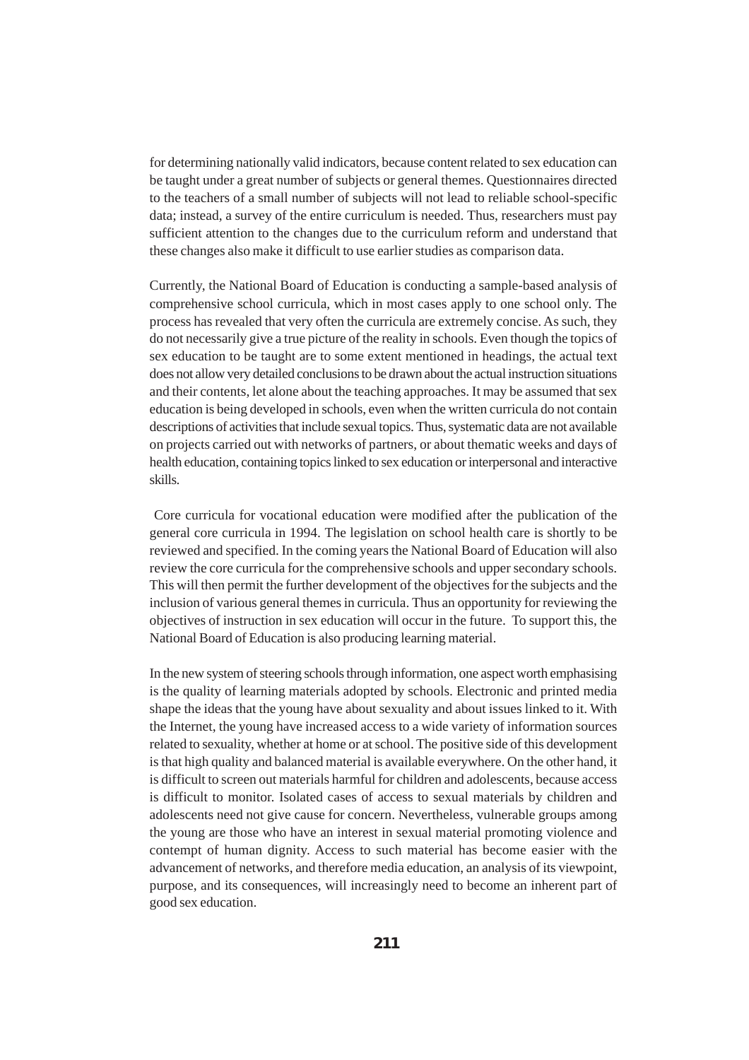for determining nationally valid indicators, because content related to sex education can be taught under a great number of subjects or general themes. Questionnaires directed to the teachers of a small number of subjects will not lead to reliable school-specific data; instead, a survey of the entire curriculum is needed. Thus, researchers must pay sufficient attention to the changes due to the curriculum reform and understand that these changes also make it difficult to use earlier studies as comparison data.

Currently, the National Board of Education is conducting a sample-based analysis of comprehensive school curricula, which in most cases apply to one school only. The process has revealed that very often the curricula are extremely concise. As such, they do not necessarily give a true picture of the reality in schools. Even though the topics of sex education to be taught are to some extent mentioned in headings, the actual text does not allow very detailed conclusions to be drawn about the actual instruction situations and their contents, let alone about the teaching approaches. It may be assumed that sex education is being developed in schools, even when the written curricula do not contain descriptions of activities that include sexual topics. Thus, systematic data are not available on projects carried out with networks of partners, or about thematic weeks and days of health education, containing topics linked to sex education or interpersonal and interactive skills.

Core curricula for vocational education were modified after the publication of the general core curricula in 1994. The legislation on school health care is shortly to be reviewed and specified. In the coming years the National Board of Education will also review the core curricula for the comprehensive schools and upper secondary schools. This will then permit the further development of the objectives for the subjects and the inclusion of various general themes in curricula. Thus an opportunity for reviewing the objectives of instruction in sex education will occur in the future. To support this, the National Board of Education is also producing learning material.

In the new system of steering schools through information, one aspect worth emphasising is the quality of learning materials adopted by schools. Electronic and printed media shape the ideas that the young have about sexuality and about issues linked to it. With the Internet, the young have increased access to a wide variety of information sources related to sexuality, whether at home or at school. The positive side of this development is that high quality and balanced material is available everywhere. On the other hand, it is difficult to screen out materials harmful for children and adolescents, because access is difficult to monitor. Isolated cases of access to sexual materials by children and adolescents need not give cause for concern. Nevertheless, vulnerable groups among the young are those who have an interest in sexual material promoting violence and contempt of human dignity. Access to such material has become easier with the advancement of networks, and therefore media education, an analysis of its viewpoint, purpose, and its consequences, will increasingly need to become an inherent part of good sex education.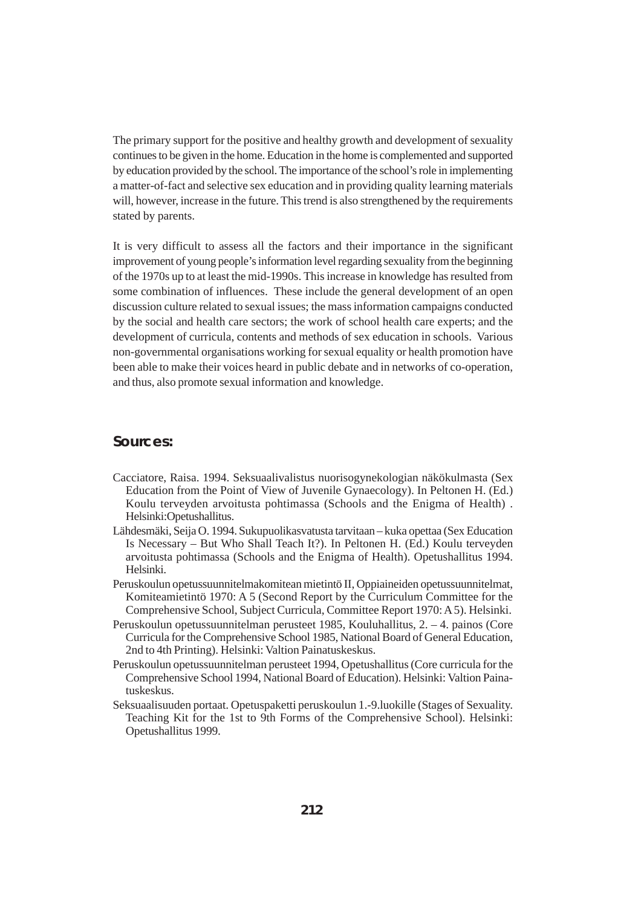The primary support for the positive and healthy growth and development of sexuality continues to be given in the home. Education in the home is complemented and supported by education provided by the school. The importance of the school's role in implementing a matter-of-fact and selective sex education and in providing quality learning materials will, however, increase in the future. This trend is also strengthened by the requirements stated by parents.

It is very difficult to assess all the factors and their importance in the significant improvement of young people's information level regarding sexuality from the beginning of the 1970s up to at least the mid-1990s. This increase in knowledge has resulted from some combination of influences. These include the general development of an open discussion culture related to sexual issues; the mass information campaigns conducted by the social and health care sectors; the work of school health care experts; and the development of curricula, contents and methods of sex education in schools. Various non-governmental organisations working for sexual equality or health promotion have been able to make their voices heard in public debate and in networks of co-operation, and thus, also promote sexual information and knowledge.

## Sources:

Cacciatore, Raisa. 1994. Seksuaalivalistus nuorisogynekologian näkökulmasta (Sex Education from the Point of View of Juvenile Gynaecology). In Peltonen H. (Ed.) Koulu terveyden arvoitusta pohtimassa (Schools and the Enigma of Health) . Helsinki:Opetushallitus.

Lähdesmäki, Seija O. 1994. Sukupuolikasvatusta tarvitaan – kuka opettaa (Sex Education Is Necessary – But Who Shall Teach It?). In Peltonen H. (Ed.) Koulu terveyden arvoitusta pohtimassa (Schools and the Enigma of Health). Opetushallitus 1994. Helsinki.

Peruskoulun opetussuunnitelmakomitean mietintö II, Oppiaineiden opetussuunnitelmat, Komiteamietintö 1970: A 5 (Second Report by the Curriculum Committee for the Comprehensive School, Subject Curricula, Committee Report 1970: A 5). Helsinki.

Peruskoulun opetussuunnitelman perusteet 1985, Kouluhallitus, 2. – 4. painos (Core Curricula for the Comprehensive School 1985, National Board of General Education, 2nd to 4th Printing). Helsinki: Valtion Painatuskeskus.

Peruskoulun opetussuunnitelman perusteet 1994, Opetushallitus (Core curricula for the Comprehensive School 1994, National Board of Education). Helsinki: Valtion Painatuskeskus.

Seksuaalisuuden portaat. Opetuspaketti peruskoulun 1.-9.luokille (Stages of Sexuality. Teaching Kit for the 1st to 9th Forms of the Comprehensive School). Helsinki: Opetushallitus 1999.